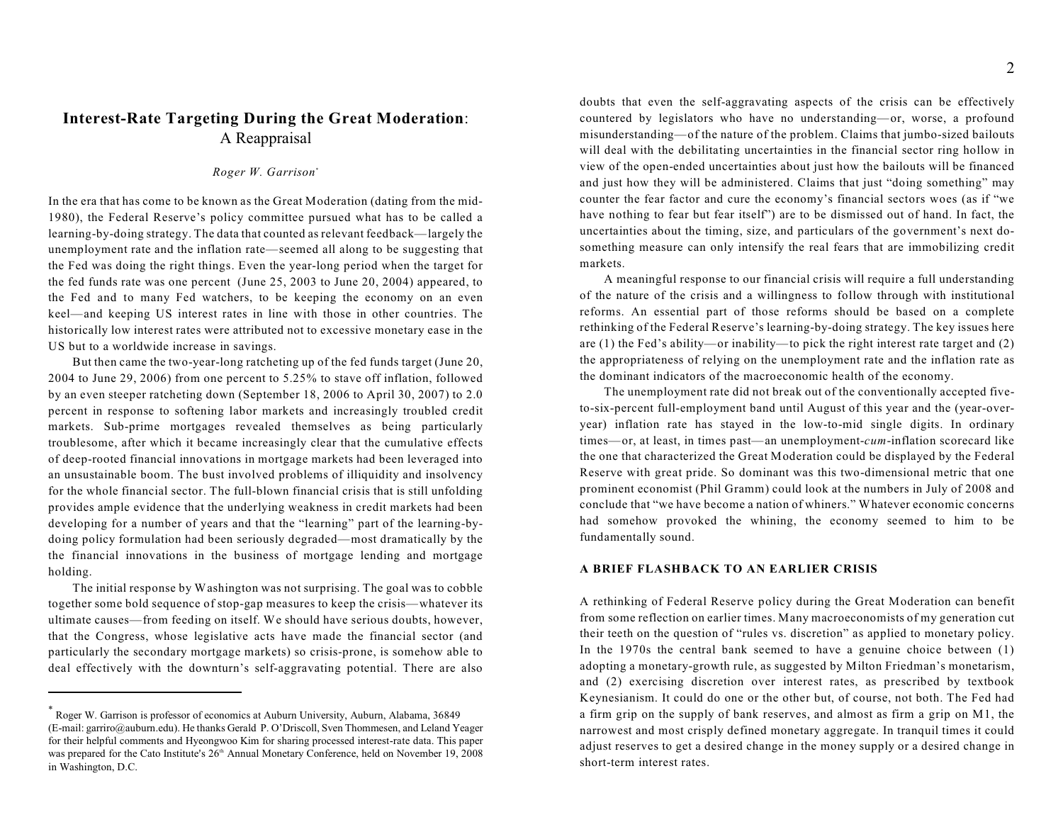# **Interest-Rate Targeting During the Great Moderation**: A Reappraisal

*Roger W. Garrison*[*]

In the era that has come to be known as the Great Moderation (dating from the mid-1980), the Federal Reserve's policy committee pursued what has to be called a learning-by-doing strategy. The data that counted as relevant feedback—largely the unemployment rate and the inflation rate—seemed all along to be suggesting that the Fed was doing the right things. Even the year-long period when the target for the fed funds rate was one percent (June 25, 2003 to June 20, 2004) appeared, to the Fed and to many Fed watchers, to be keeping the economy on an even keel—and keeping US interest rates in line with those in other countries. The historically low interest rates were attributed not to excessive monetary ease in the US but to a worldwide increase in savings.

But then came the two-year-long ratcheting up of the fed funds target (June 20, 2004 to June 29, 2006) from one percent to 5.25% to stave off inflation, followed by an even steeper ratcheting down (September 18, 2006 to April 30, 2007) to 2.0 percent in response to softening labor markets and increasingly troubled credit markets. Sub-prime mortgages revealed themselves as being particularly troublesome, after which it became increasingly clear that the cumulative effects of deep-rooted financial innovations in mortgage markets had been leveraged into an unsustainable boom. The bust involved problems of illiquidity and insolvency for the whole financial sector. The full-blown financial crisis that is still unfolding provides ample evidence that the underlying weakness in credit markets had been developing for a number of years and that the "learning" part of the learning-by-doing policy formulation had been seriously degraded—most dramatically by the the financial innovations in the business of mortgage lending and mortgage holding.

The initial response by Washington was not surprising. The goal was to cobble together some bold sequence of stop-gap measures to keep the crisis—whatever its ultimate causes—from feeding on itself. We should have serious doubts, however, that the Congress, whose legislative acts have made the financial sector (and particularly the secondary mortgage markets) so crisis-prone, is somehow able to deal effectively with the downturn's self-aggravating potential. There are also doubts that even the self-aggravating aspects of the crisis can be effectively countered by legislators who have no understanding—or, worse, a profound misunderstanding—of the nature of the problem. Claims that jumbo-sized bailouts will deal with the debilitating uncertainties in the financial sector ring hollow in view of the open-ended uncertainties about just how the bailouts will be financed and just how they will be administered. Claims that just "doing something" may counter the fear factor and cure the economy's financial sectors woes (as if "we have nothing to fear but fear itself") are to be dismissed out of hand. In fact, the uncertainties about the timing, size, and particulars of the government's next do-something measure can only intensify the real fears that are immobilizing credit markets.

A meaningful response to our financial crisis will require a full understanding of the nature of the crisis and a willingness to follow through with institutional reforms. An essential part of those reforms should be based on a complete rethinking of the Federal Reserve's learning-by-doing strategy. The key issues here are (1) the Fed's ability—or inability—to pick the right interest rate target and (2) the appropriateness of relying on the unemployment rate and the inflation rate as the dominant indicators of the macroeconomic health of the economy.

The unemployment rate did not break out of the conventionally accepted five-to-six-percent full-employment band until August of this year and the (year-over-year) inflation rate has stayed in the low-to-mid single digits. In ordinary times—or, at least, in times past—an unemployment-*cum*-inflation scorecard like the one that characterized the Great Moderation could be displayed by the Federal Reserve with great pride. So dominant was this two-dimensional metric that one prominent economist (Phil Gramm) could look at the numbers in July of 2008 and conclude that "we have become a nation of whiners." Whatever economic concerns had somehow provoked the whining, the economy seemed to him to be fundamentally sound.

## A BRIEF FLASHBACK TO AN EARLIER CRISIS

A rethinking of Federal Reserve policy during the Great Moderation can benefit from some reflection on earlier times. Many macroeconomists of my generation cut their teeth on the question of "rules vs. discretion" as applied to monetary policy. In the 1970s the central bank seemed to have a genuine choice between (1) adopting a monetary-growth rule, as suggested by Milton Friedman's monetarism, and (2) exercising discretion over interest rates, as prescribed by textbook Keynesianism. It could do one or the other but, of course, not both. The Fed had a firm grip on the supply of bank reserves, and almost as firm a grip on M1, the narrowest and most crisply defined monetary aggregate. In tranquil times it could adjust reserves to get a desired change in the money supply or a desired change in short-term interest rates.

---

[*] Roger W. Garrison is professor of economics at Auburn University, Auburn, Alabama, 36849 (E-mail: garriro@auburn.edu). He thanks Gerald P. O'Driscoll, Sven Thommesen, and Leland Yeager for their helpful comments and Hyeongwoo Kim for sharing processed interest-rate data. This paper was prepared for the Cato Institute's 26th Annual Monetary Conference, held on November 19, 2008 in Washington, D.C.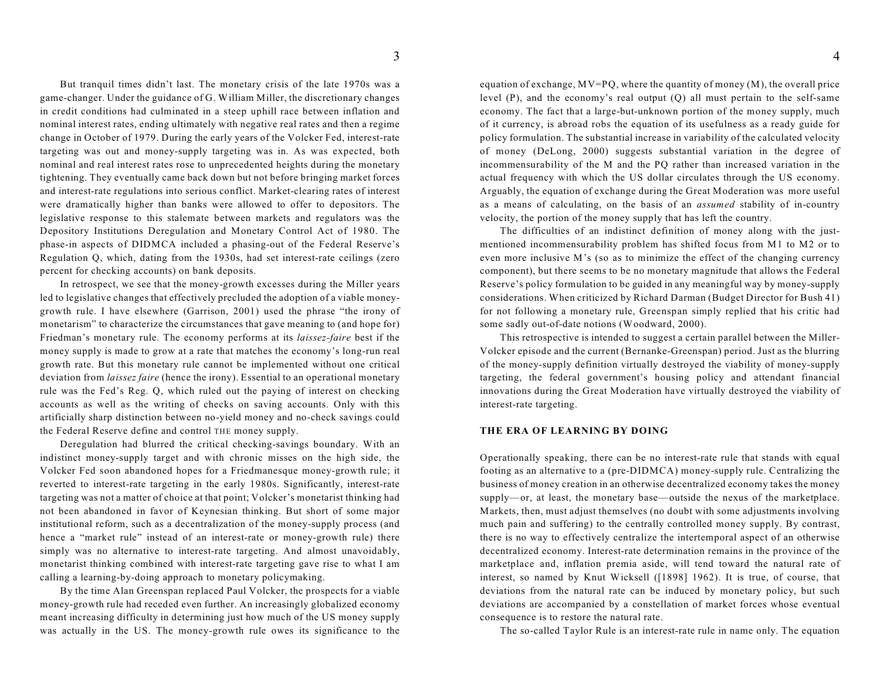But tranquil times didn't last. The monetary crisis of the late 1970s was a game-changer. Under the guidance of G. William Miller, the discretionary changes in credit conditions had culminated in a steep uphill race between inflation and nominal interest rates, ending ultimately with negative real rates and then a regime change in October of 1979. During the early years of the Volcker Fed, interest-rate targeting was out and money-supply targeting was in. As was expected, both nominal and real interest rates rose to unprecedented heights during the monetary tightening. They eventually came back down but not before bringing market forces and interest-rate regulations into serious conflict. Market-clearing rates of interest were dramatically higher than banks were allowed to offer to depositors. The legislative response to this stalemate between markets and regulators was the Depository Institutions Deregulation and Monetary Control Act of 1980. The phase-in aspects of DIDMCA included a phasing-out of the Federal Reserve's Regulation Q, which, dating from the 1930s, had set interest-rate ceilings (zero percent for checking accounts) on bank deposits.

In retrospect, we see that the money-growth excesses during the Miller years led to legislative changes that effectively precluded the adoption of a viable money-growth rule. I have elsewhere (Garrison, 2001) used the phrase "the irony of monetarism" to characterize the circumstances that gave meaning to (and hope for) Friedman's monetary rule. The economy performs at its *laissez-faire* best if the money supply is made to grow at a rate that matches the economy's long-run real growth rate. But this monetary rule cannot be implemented without one critical deviation from *laissez faire* (hence the irony). Essential to an operational monetary rule was the Fed's Reg. Q, which ruled out the paying of interest on checking accounts as well as the writing of checks on saving accounts. Only with this artificially sharp distinction between no-yield money and no-check savings could the Federal Reserve define and control THE money supply.

Deregulation had blurred the critical checking-savings boundary. With an indistinct money-supply target and with chronic misses on the high side, the Volcker Fed soon abandoned hopes for a Friedmanesque money-growth rule; it reverted to interest-rate targeting in the early 1980s. Significantly, interest-rate targeting was not a matter of choice at that point; Volcker's monetarist thinking had not been abandoned in favor of Keynesian thinking. But short of some major institutional reform, such as a decentralization of the money-supply process (and hence a "market rule" instead of an interest-rate or money-growth rule) there simply was no alternative to interest-rate targeting. And almost unavoidably, monetarist thinking combined with interest-rate targeting gave rise to what I am calling a learning-by-doing approach to monetary policymaking.

By the time Alan Greenspan replaced Paul Volcker, the prospects for a viable money-growth rule had receded even further. An increasingly globalized economy meant increasing difficulty in determining just how much of the US money supply was actually in the US. The money-growth rule owes its significance to the equation of exchange, $MV=PQ$, where the quantity of money (M), the overall price level (P), and the economy's real output (Q) all must pertain to the self-same economy. The fact that a large-but-unknown portion of the money supply, much of it currency, is abroad robs the equation of its usefulness as a ready guide for policy formulation. The substantial increase in variability of the calculated velocity of money (DeLong, 2000) suggests substantial variation in the degree of incommensurability of the M and the PQ rather than increased variation in the actual frequency with which the US dollar circulates through the US economy. Arguably, the equation of exchange during the Great Moderation was more useful as a means of calculating, on the basis of an *assumed* stability of in-country velocity, the portion of the money supply that has left the country.

The difficulties of an indistinct definition of money along with the just-mentioned incommensurability problem has shifted focus from M1 to M2 or to even more inclusive M's (so as to minimize the effect of the changing currency component), but there seems to be no monetary magnitude that allows the Federal Reserve's policy formulation to be guided in any meaningful way by money-supply considerations. When criticized by Richard Darman (Budget Director for Bush 41) for not following a monetary rule, Greenspan simply replied that his critic had some sadly out-of-date notions (Woodward, 2000).

This retrospective is intended to suggest a certain parallel between the Miller-Volcker episode and the current (Bernanke-Greenspan) period. Just as the blurring of the money-supply definition virtually destroyed the viability of money-supply targeting, the federal government's housing policy and attendant financial innovations during the Great Moderation have virtually destroyed the viability of interest-rate targeting.

## THE ERA OF LEARNING BY DOING

Operationally speaking, there can be no interest-rate rule that stands with equal footing as an alternative to a (pre-DIDMCA) money-supply rule. Centralizing the business of money creation in an otherwise decentralized economy takes the money supply—or, at least, the monetary base—outside the nexus of the marketplace. Markets, then, must adjust themselves (no doubt with some adjustments involving much pain and suffering) to the centrally controlled money supply. By contrast, there is no way to effectively centralize the intertemporal aspect of an otherwise decentralized economy. Interest-rate determination remains in the province of the marketplace and, inflation premia aside, will tend toward the natural rate of interest, so named by Knut Wicksell ([1898] 1962). It is true, of course, that deviations from the natural rate can be induced by monetary policy, but such deviations are accompanied by a constellation of market forces whose eventual consequence is to restore the natural rate.

The so-called Taylor Rule is an interest-rate rule in name only. The equation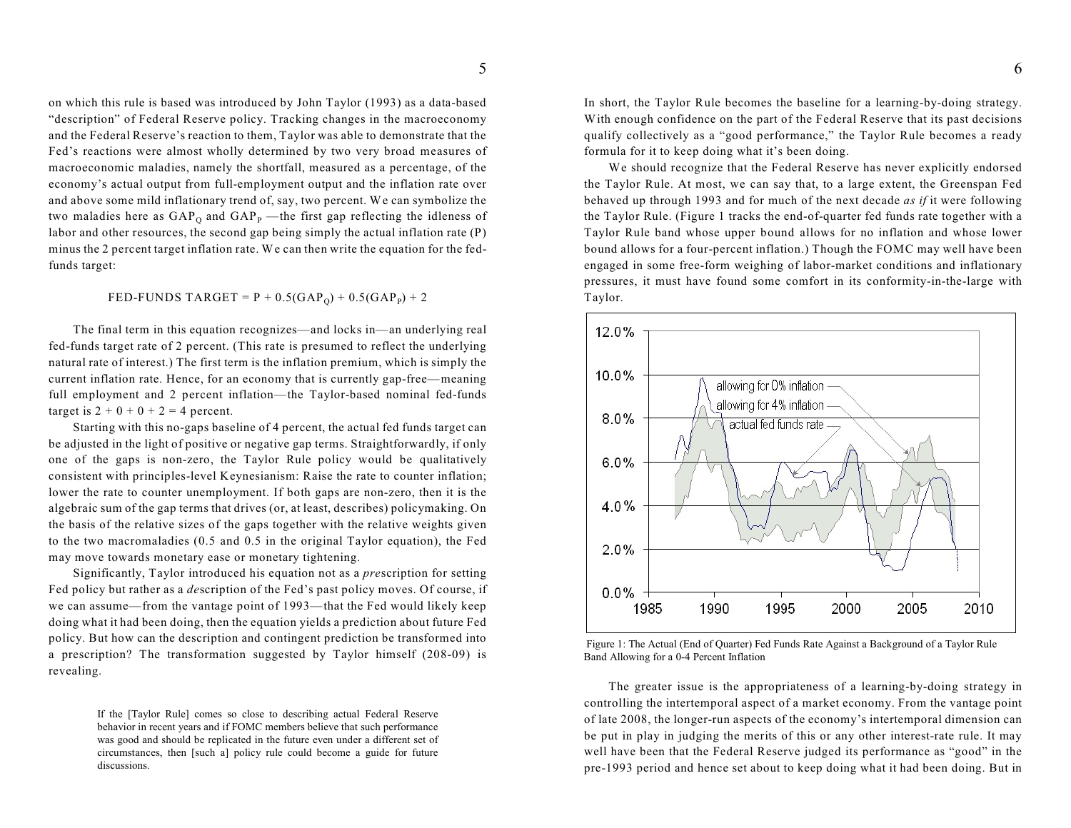on which this rule is based was introduced by John Taylor (1993) as a data-based "description" of Federal Reserve policy. Tracking changes in the macroeconomy and the Federal Reserve's reaction to them, Taylor was able to demonstrate that the Fed's reactions were almost wholly determined by two very broad measures of macroeconomic maladies, namely the shortfall, measured as a percentage, of the economy's actual output from full-employment output and the inflation rate over and above some mild inflationary trend of, say, two percent. We can symbolize the two maladies here as $GAP_Q$ and $GAP_P$ —the first gap reflecting the idleness of labor and other resources, the second gap being simply the actual inflation rate (P) minus the 2 percent target inflation rate. We can then write the equation for the fed-funds target:

$$\text{FED-FUNDS TARGET} = P + 0.5(GAP_Q) + 0.5(GAP_P) + 2$$

The final term in this equation recognizes—and locks in—an underlying real fed-funds target rate of 2 percent. (This rate is presumed to reflect the underlying natural rate of interest.) The first term is the inflation premium, which is simply the current inflation rate. Hence, for an economy that is currently gap-free—meaning full employment and 2 percent inflation—the Taylor-based nominal fed-funds target is 2 + 0 + 0 + 2 = 4 percent.

Starting with this no-gaps baseline of 4 percent, the actual fed funds target can be adjusted in the light of positive or negative gap terms. Straightforwardly, if only one of the gaps is non-zero, the Taylor Rule policy would be qualitatively consistent with principles-level Keynesianism: Raise the rate to counter inflation; lower the rate to counter unemployment. If both gaps are non-zero, then it is the algebraic sum of the gap terms that drives (or, at least, describes) policymaking. On the basis of the relative sizes of the gaps together with the relative weights given to the two macromaladies (0.5 and 0.5 in the original Taylor equation), the Fed may move towards monetary ease or monetary tightening.

Significantly, Taylor introduced his equation not as a *pre*scription for setting Fed policy but rather as a *de*scription of the Fed's past policy moves. Of course, if we can assume—from the vantage point of 1993—that the Fed would likely keep doing what it had been doing, then the equation yields a prediction about future Fed policy. But how can the description and contingent prediction be transformed into a prescription? The transformation suggested by Taylor himself (208-09) is revealing.

> If the [Taylor Rule] comes so close to describing actual Federal Reserve behavior in recent years and if FOMC members believe that such performance was good and should be replicated in the future even under a different set of circumstances, then [such a] policy rule could become a guide for future discussions.

In short, the Taylor Rule becomes the baseline for a learning-by-doing strategy. With enough confidence on the part of the Federal Reserve that its past decisions qualify collectively as a "good performance," the Taylor Rule becomes a ready formula for it to keep doing what it's been doing.

We should recognize that the Federal Reserve has never explicitly endorsed the Taylor Rule. At most, we can say that, to a large extent, the Greenspan Fed behaved up through 1993 and for much of the next decade *as if* it were following the Taylor Rule. (Figure 1 tracks the end-of-quarter fed funds rate together with a Taylor Rule band whose upper bound allows for no inflation and whose lower bound allows for a four-percent inflation.) Though the FOMC may well have been engaged in some free-form weighing of labor-market conditions and inflationary pressures, it must have found some comfort in its conformity-in-the-large with Taylor.

Figure 1: The Actual (End of Quarter) Fed Funds Rate Against a Background of a Taylor Rule Band Allowing for a 0-4 Percent Inflation

The greater issue is the appropriateness of a learning-by-doing strategy in controlling the intertemporal aspect of a market economy. From the vantage point of late 2008, the longer-run aspects of the economy's intertemporal dimension can be put in play in judging the merits of this or any other interest-rate rule. It may well have been that the Federal Reserve judged its performance as "good" in the pre-1993 period and hence set about to keep doing what it had been doing. But in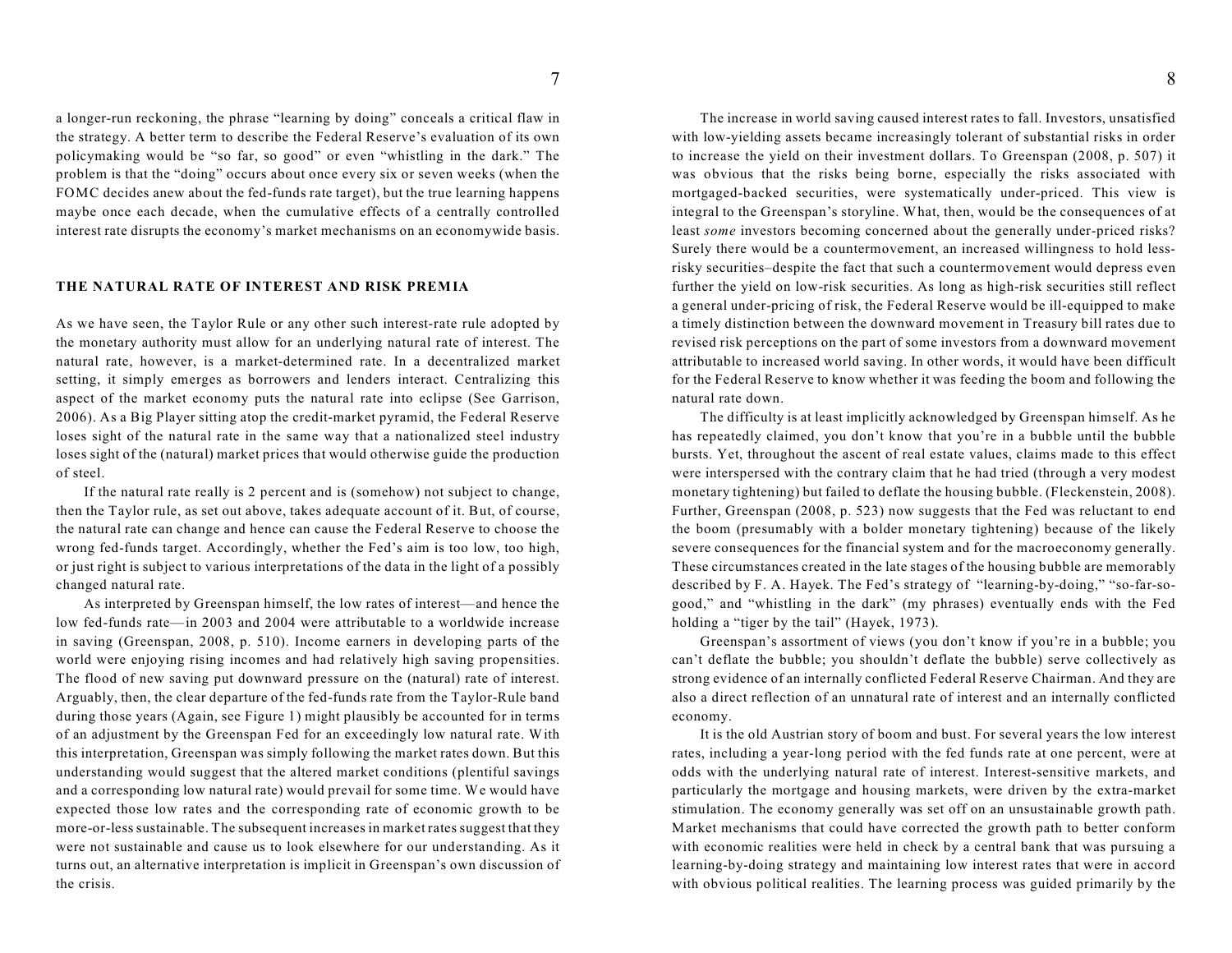a longer-run reckoning, the phrase "learning by doing" conceals a critical flaw in the strategy. A better term to describe the Federal Reserve's evaluation of its own policymaking would be "so far, so good" or even "whistling in the dark." The problem is that the "doing" occurs about once every six or seven weeks (when the FOMC decides anew about the fed-funds rate target), but the true learning happens maybe once each decade, when the cumulative effects of a centrally controlled interest rate disrupts the economy's market mechanisms on an economywide basis.

## THE NATURAL RATE OF INTEREST AND RISK PREMIA

As we have seen, the Taylor Rule or any other such interest-rate rule adopted by the monetary authority must allow for an underlying natural rate of interest. The natural rate, however, is a market-determined rate. In a decentralized market setting, it simply emerges as borrowers and lenders interact. Centralizing this aspect of the market economy puts the natural rate into eclipse (See Garrison, 2006). As a Big Player sitting atop the credit-market pyramid, the Federal Reserve loses sight of the natural rate in the same way that a nationalized steel industry loses sight of the (natural) market prices that would otherwise guide the production of steel.

If the natural rate really is 2 percent and is (somehow) not subject to change, then the Taylor rule, as set out above, takes adequate account of it. But, of course, the natural rate can change and hence can cause the Federal Reserve to choose the wrong fed-funds target. Accordingly, whether the Fed's aim is too low, too high, or just right is subject to various interpretations of the data in the light of a possibly changed natural rate.

As interpreted by Greenspan himself, the low rates of interest—and hence the low fed-funds rate—in 2003 and 2004 were attributable to a worldwide increase in saving (Greenspan, 2008, p. 510). Income earners in developing parts of the world were enjoying rising incomes and had relatively high saving propensities. The flood of new saving put downward pressure on the (natural) rate of interest. Arguably, then, the clear departure of the fed-funds rate from the Taylor-Rule band during those years (Again, see Figure 1) might plausibly be accounted for in terms of an adjustment by the Greenspan Fed for an exceedingly low natural rate. With this interpretation, Greenspan was simply following the market rates down. But this understanding would suggest that the altered market conditions (plentiful savings and a corresponding low natural rate) would prevail for some time. We would have expected those low rates and the corresponding rate of economic growth to be more-or-less sustainable. The subsequent increases in market rates suggest that they were not sustainable and cause us to look elsewhere for our understanding. As it turns out, an alternative interpretation is implicit in Greenspan's own discussion of the crisis.

The increase in world saving caused interest rates to fall. Investors, unsatisfied with low-yielding assets became increasingly tolerant of substantial risks in order to increase the yield on their investment dollars. To Greenspan (2008, p. 507) it was obvious that the risks being borne, especially the risks associated with mortgaged-backed securities, were systematically under-priced. This view is integral to the Greenspan's storyline. What, then, would be the consequences of at least *some* investors becoming concerned about the generally under-priced risks? Surely there would be a countermovement, an increased willingness to hold less-risky securities–despite the fact that such a countermovement would depress even further the yield on low-risk securities. As long as high-risk securities still reflect a general under-pricing of risk, the Federal Reserve would be ill-equipped to make a timely distinction between the downward movement in Treasury bill rates due to revised risk perceptions on the part of some investors from a downward movement attributable to increased world saving. In other words, it would have been difficult for the Federal Reserve to know whether it was feeding the boom and following the natural rate down.

The difficulty is at least implicitly acknowledged by Greenspan himself. As he has repeatedly claimed, you don't know that you're in a bubble until the bubble bursts. Yet, throughout the ascent of real estate values, claims made to this effect were interspersed with the contrary claim that he had tried (through a very modest monetary tightening) but failed to deflate the housing bubble. (Fleckenstein, 2008). Further, Greenspan (2008, p. 523) now suggests that the Fed was reluctant to end the boom (presumably with a bolder monetary tightening) because of the likely severe consequences for the financial system and for the macroeconomy generally. These circumstances created in the late stages of the housing bubble are memorably described by F. A. Hayek. The Fed's strategy of "learning-by-doing," "so-far-so-good," and "whistling in the dark" (my phrases) eventually ends with the Fed holding a "tiger by the tail" (Hayek, 1973).

Greenspan's assortment of views (you don't know if you're in a bubble; you can't deflate the bubble; you shouldn't deflate the bubble) serve collectively as strong evidence of an internally conflicted Federal Reserve Chairman. And they are also a direct reflection of an unnatural rate of interest and an internally conflicted economy.

It is the old Austrian story of boom and bust. For several years the low interest rates, including a year-long period with the fed funds rate at one percent, were at odds with the underlying natural rate of interest. Interest-sensitive markets, and particularly the mortgage and housing markets, were driven by the extra-market stimulation. The economy generally was set off on an unsustainable growth path. Market mechanisms that could have corrected the growth path to better conform with economic realities were held in check by a central bank that was pursuing a learning-by-doing strategy and maintaining low interest rates that were in accord with obvious political realities. The learning process was guided primarily by the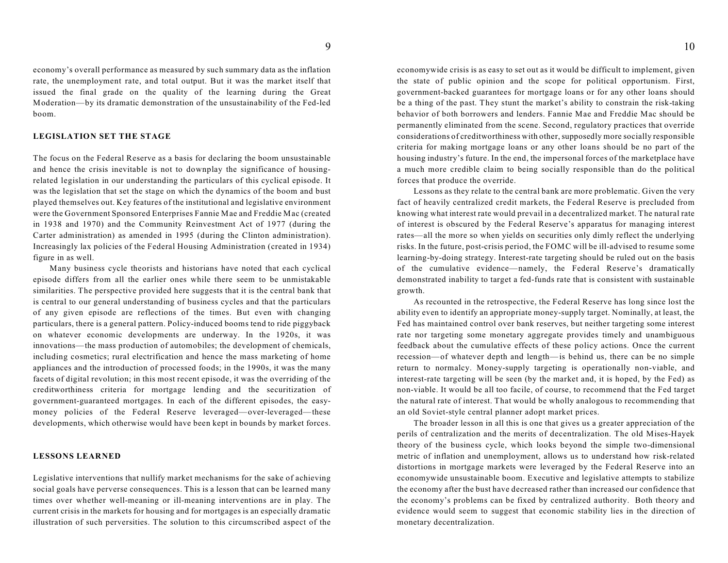economy's overall performance as measured by such summary data as the inflation rate, the unemployment rate, and total output. But it was the market itself that issued the final grade on the quality of the learning during the Great Moderation—by its dramatic demonstration of the unsustainability of the Fed-led boom.

## LEGISLATION SET THE STAGE

The focus on the Federal Reserve as a basis for declaring the boom unsustainable and hence the crisis inevitable is not to downplay the significance of housing-related legislation in our understanding the particulars of this cyclical episode. It was the legislation that set the stage on which the dynamics of the boom and bust played themselves out. Key features of the institutional and legislative environment were the Government Sponsored Enterprises Fannie Mae and Freddie Mac (created in 1938 and 1970) and the Community Reinvestment Act of 1977 (during the Carter administration) as amended in 1995 (during the Clinton administration). Increasingly lax policies of the Federal Housing Administration (created in 1934) figure in as well.

Many business cycle theorists and historians have noted that each cyclical episode differs from all the earlier ones while there seem to be unmistakable similarities. The perspective provided here suggests that it is the central bank that is central to our general understanding of business cycles and that the particulars of any given episode are reflections of the times. But even with changing particulars, there is a general pattern. Policy-induced booms tend to ride piggyback on whatever economic developments are underway. In the 1920s, it was innovations—the mass production of automobiles; the development of chemicals, including cosmetics; rural electrification and hence the mass marketing of home appliances and the introduction of processed foods; in the 1990s, it was the many facets of digital revolution; in this most recent episode, it was the overriding of the creditworthiness criteria for mortgage lending and the securitization of government-guaranteed mortgages. In each of the different episodes, the easy-money policies of the Federal Reserve leveraged—over-leveraged—these developments, which otherwise would have been kept in bounds by market forces.

## LESSONS LEARNED

Legislative interventions that nullify market mechanisms for the sake of achieving social goals have perverse consequences. This is a lesson that can be learned many times over whether well-meaning or ill-meaning interventions are in play. The current crisis in the markets for housing and for mortgages is an especially dramatic illustration of such perversities. The solution to this circumscribed aspect of the economywide crisis is as easy to set out as it would be difficult to implement, given the state of public opinion and the scope for political opportunism. First, government-backed guarantees for mortgage loans or for any other loans should be a thing of the past. They stunt the market's ability to constrain the risk-taking behavior of both borrowers and lenders. Fannie Mae and Freddie Mac should be permanently eliminated from the scene. Second, regulatory practices that override considerations of creditworthiness with other, supposedly more socially responsible criteria for making mortgage loans or any other loans should be no part of the housing industry's future. In the end, the impersonal forces of the marketplace have a much more credible claim to being socially responsible than do the political forces that produce the override.

Lessons as they relate to the central bank are more problematic. Given the very fact of heavily centralized credit markets, the Federal Reserve is precluded from knowing what interest rate would prevail in a decentralized market. The natural rate of interest is obscured by the Federal Reserve's apparatus for managing interest rates—all the more so when yields on securities only dimly reflect the underlying risks. In the future, post-crisis period, the FOMC will be ill-advised to resume some learning-by-doing strategy. Interest-rate targeting should be ruled out on the basis of the cumulative evidence—namely, the Federal Reserve's dramatically demonstrated inability to target a fed-funds rate that is consistent with sustainable growth.

As recounted in the retrospective, the Federal Reserve has long since lost the ability even to identify an appropriate money-supply target. Nominally, at least, the Fed has maintained control over bank reserves, but neither targeting some interest rate nor targeting some monetary aggregate provides timely and unambiguous feedback about the cumulative effects of these policy actions. Once the current recession—of whatever depth and length—is behind us, there can be no simple return to normalcy. Money-supply targeting is operationally non-viable, and interest-rate targeting will be seen (by the market and, it is hoped, by the Fed) as non-viable. It would be all too facile, of course, to recommend that the Fed target the natural rate of interest. That would be wholly analogous to recommending that an old Soviet-style central planner adopt market prices.

The broader lesson in all this is one that gives us a greater appreciation of the perils of centralization and the merits of decentralization. The old Mises-Hayek theory of the business cycle, which looks beyond the simple two-dimensional metric of inflation and unemployment, allows us to understand how risk-related distortions in mortgage markets were leveraged by the Federal Reserve into an economywide unsustainable boom. Executive and legislative attempts to stabilize the economy after the bust have decreased rather than increased our confidence that the economy's problems can be fixed by centralized authority. Both theory and evidence would seem to suggest that economic stability lies in the direction of monetary decentralization.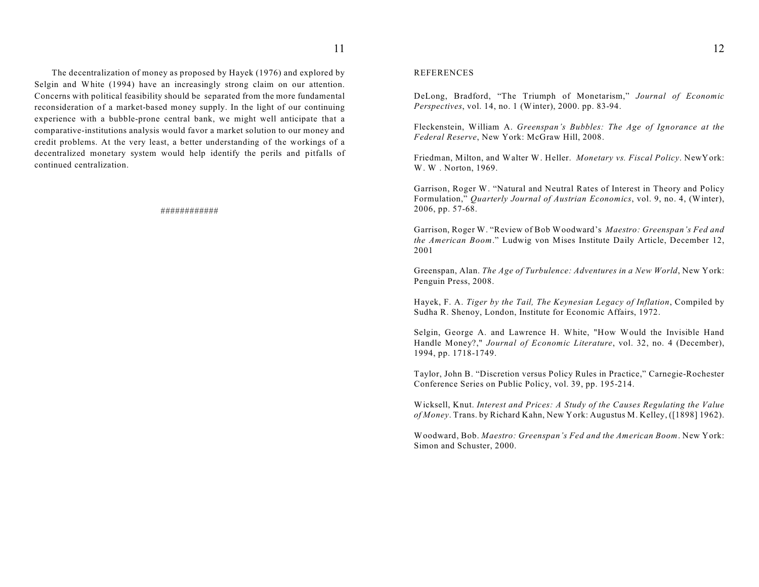The decentralization of money as proposed by Hayek (1976) and explored by Selgin and White (1994) have an increasingly strong claim on our attention. Concerns with political feasibility should be separated from the more fundamental reconsideration of a market-based money supply. In the light of our continuing experience with a bubble-prone central bank, we might well anticipate that a comparative-institutions analysis would favor a market solution to our money and credit problems. At the very least, a better understanding of the workings of a decentralized monetary system would help identify the perils and pitfalls of continued centralization.

############

## REFERENCES

DeLong, Bradford, "The Triumph of Monetarism," *Journal of Economic Perspectives*, vol. 14, no. 1 (Winter), 2000. pp. 83-94.

Fleckenstein, William A. *Greenspan's Bubbles: The Age of Ignorance at the Federal Reserve*, New York: McGraw Hill, 2008.

Friedman, Milton, and Walter W. Heller. *Monetary vs. Fiscal Policy*. NewYork: W. W . Norton, 1969.

Garrison, Roger W. "Natural and Neutral Rates of Interest in Theory and Policy Formulation," *Quarterly Journal of Austrian Economics*, vol. 9, no. 4, (Winter), 2006, pp. 57-68.

Garrison, Roger W. "Review of Bob Woodward's *Maestro: Greenspan's Fed and the American Boom*." Ludwig von Mises Institute Daily Article, December 12, 2001

Greenspan, Alan. *The Age of Turbulence: Adventures in a New World*, New York: Penguin Press, 2008.

Hayek, F. A. *Tiger by the Tail, The Keynesian Legacy of Inflation*, Compiled by Sudha R. Shenoy, London, Institute for Economic Affairs, 1972.

Selgin, George A. and Lawrence H. White, "How Would the Invisible Hand Handle Money?," *Journal of Economic Literature*, vol. 32, no. 4 (December), 1994, pp. 1718-1749.

Taylor, John B. "Discretion versus Policy Rules in Practice," Carnegie-Rochester Conference Series on Public Policy, vol. 39, pp. 195-214.

Wicksell, Knut. *Interest and Prices: A Study of the Causes Regulating the Value of Money*. Trans. by Richard Kahn, New York: Augustus M. Kelley, ([1898] 1962).

Woodward, Bob. *Maestro: Greenspan's Fed and the American Boom*. New York: Simon and Schuster, 2000.